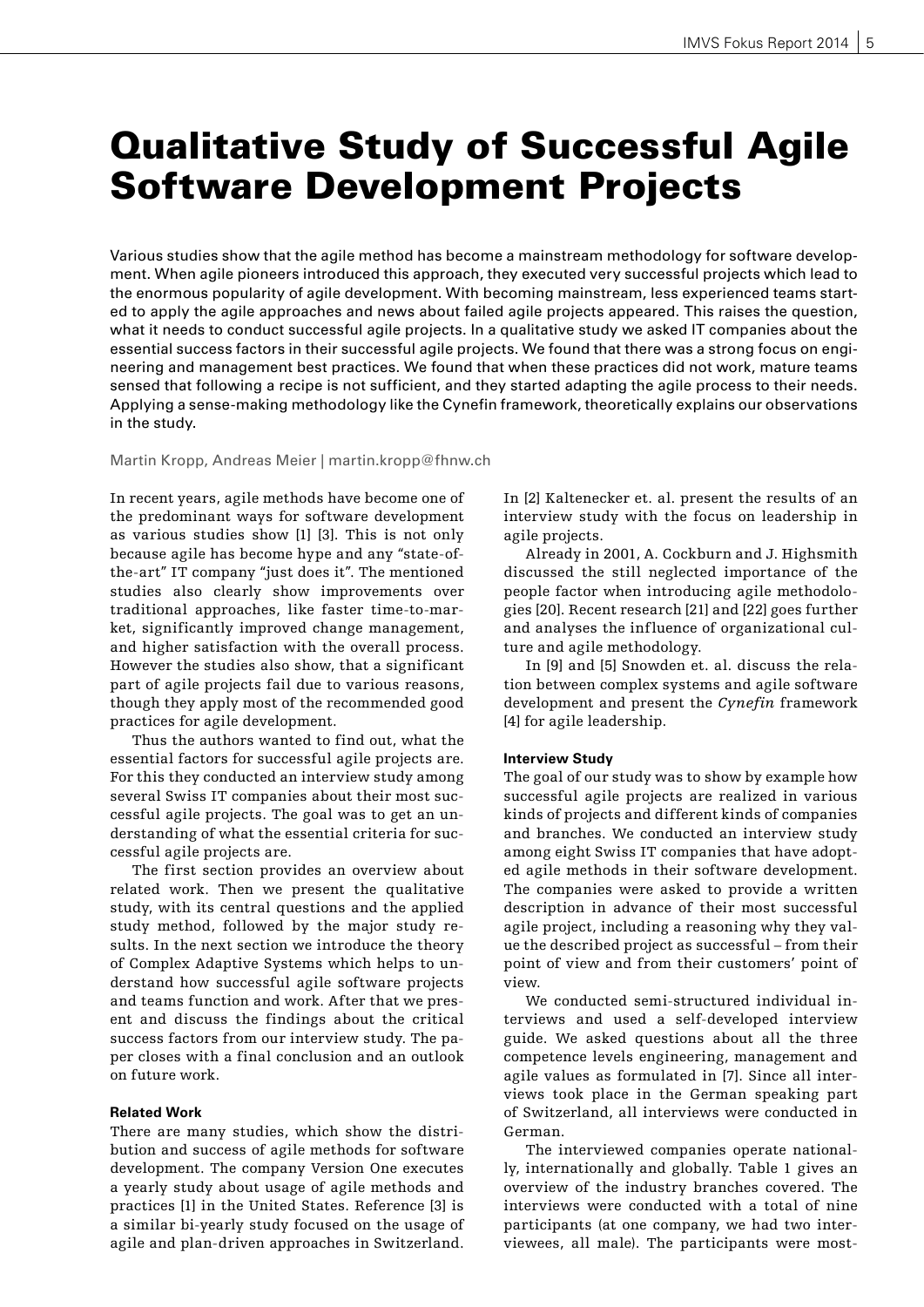# Qualitative Study of Successful Agile Software Development Projects

Various studies show that the agile method has become a mainstream methodology for software development. When agile pioneers introduced this approach, they executed very successful projects which lead to the enormous popularity of agile development. With becoming mainstream, less experienced teams started to apply the agile approaches and news about failed agile projects appeared. This raises the question, what it needs to conduct successful agile projects. In a qualitative study we asked IT companies about the essential success factors in their successful agile projects. We found that there was a strong focus on engineering and management best practices. We found that when these practices did not work, mature teams sensed that following a recipe is not sufficient, and they started adapting the agile process to their needs. Applying a sense-making methodology like the Cynefin framework, theoretically explains our observations in the study.

Martin Kropp, Andreas Meier | martin.kropp@fhnw.ch

In recent years, agile methods have become one of the predominant ways for software development as various studies show [1] [3]. This is not only because agile has become hype and any "state-of-the-art" IT company "just does it". The mentioned studies also clearly show improvements over traditional approaches, like faster time-to-market, significantly improved change management, and higher satisfaction with the overall process. However the studies also show, that a significant part of agile projects fail due to various reasons, though they apply most of the recommended good practices for agile development.

Thus the authors wanted to find out, what the essential factors for successful agile projects are. For this they conducted an interview study among several Swiss IT companies about their most successful agile projects. The goal was to get an understanding of what the essential criteria for successful agile projects are.

The first section provides an overview about related work. Then we present the qualitative study, with its central questions and the applied study method, followed by the major study results. In the next section we introduce the theory of Complex Adaptive Systems which helps to understand how successful agile software projects and teams function and work. After that we present and discuss the findings about the critical success factors from our interview study. The paper closes with a final conclusion and an outlook on future work.

#### Related Work

There are many studies, which show the distribution and success of agile methods for software development. The company Version One executes a yearly study about usage of agile methods and practices [1] in the United States. Reference [3] is a similar bi-yearly study focused on the usage of agile and plan-driven approaches in Switzerland. In [2] Kaltenecker et. al. present the results of an interview study with the focus on leadership in agile projects.

Already in 2001, A. Cockburn and J. Highsmith discussed the still neglected importance of the people factor when introducing agile methodologies [20]. Recent research [21] and [22] goes further and analyses the influence of organizational culture and agile methodology.

In [9] and [5] Snowden et. al. discuss the relation between complex systems and agile software development and present the *Cynefin* framework [4] for agile leadership.

#### Interview Study

The goal of our study was to show by example how successful agile projects are realized in various kinds of projects and different kinds of companies and branches. We conducted an interview study among eight Swiss IT companies that have adopted agile methods in their software development. The companies were asked to provide a written description in advance of their most successful agile project, including a reasoning why they value the described project as successful – from their point of view and from their customers' point of view.

We conducted semi-structured individual interviews and used a self-developed interview guide. We asked questions about all the three competence levels engineering, management and agile values as formulated in [7]. Since all interviews took place in the German speaking part of Switzerland, all interviews were conducted in German.

The interviewed companies operate nationally, internationally and globally. Table 1 gives an overview of the industry branches covered. The interviews were conducted with a total of nine participants (at one company, we had two interviewees, all male). The participants were most-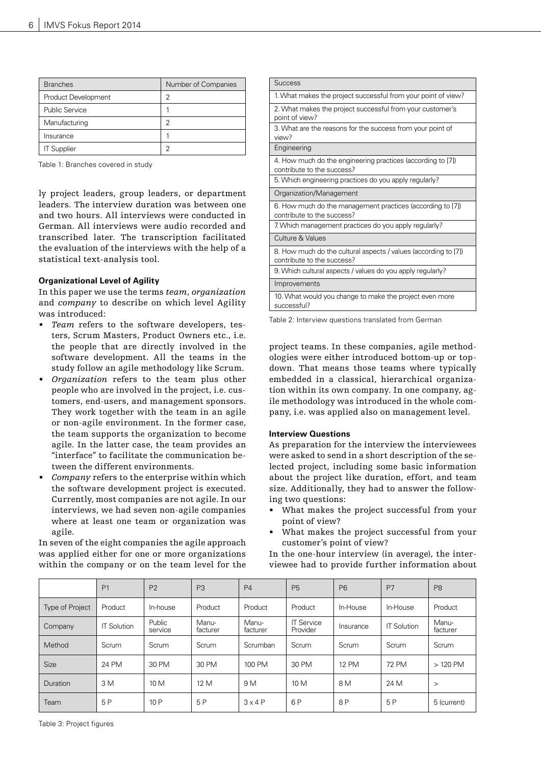| Branches | Number of Companies |
|---|---|
| Product Development | 2 |
| Public Service | 1 |
| Manufacturing | 2 |
| Insurance | 1 |
| IT Supplier | 2 |

Table 1: Branches covered in study

ly project leaders, group leaders, or department leaders. The interview duration was between one and two hours. All interviews were conducted in German. All interviews were audio recorded and transcribed later. The transcription facilitated the evaluation of the interviews with the help of a statistical text-analysis tool.

#### Organizational Level of Agility

In this paper we use the terms *team*, *organization* and *company* to describe on which level Agility was introduced:

- *Team* refers to the software developers, testers, Scrum Masters, Product Owners etc., i.e. the people that are directly involved in the software development. All the teams in the study follow an agile methodology like Scrum.
- *Organization* refers to the team plus other people who are involved in the project, i.e. customers, end-users, and management sponsors. They work together with the team in an agile or non-agile environment. In the former case, the team supports the organization to become agile. In the latter case, the team provides an "interface" to facilitate the communication between the different environments.
- *Company* refers to the enterprise within which the software development project is executed. Currently, most companies are not agile. In our interviews, we had seven non-agile companies where at least one team or organization was agile.

In seven of the eight companies the agile approach was applied either for one or more organizations within the company or on the team level for the project teams. In these companies, agile methodologies were either introduced bottom-up or top-down. That means those teams where typically embedded in a classical, hierarchical organization within its own company. In one company, agile methodology was introduced in the whole company, i.e. was applied also on management level.

| Success |
|---|
| 1. What makes the project successful from your point of view? |
| 2. What makes the project successful from your customer's point of view? |
| 3. What are the reasons for the success from your point of view? |
| Engineering |
| 4. How much do the engineering practices (according to [7]) contribute to the success? |
| 5. Which engineering practices do you apply regularly? |
| Organization/Management |
| 6. How much do the management practices (according to [7]) contribute to the success? |
| 7. Which management practices do you apply regularly? |
| Culture & Values |
| 8. How much do the cultural aspects / values (according to [7]) contribute to the success? |
| 9. Which cultural aspects / values do you apply regularly? |
| Improvements |
| 10. What would you change to make the project even more successful? |

Table 2: Interview questions translated from German

#### Interview Questions

As preparation for the interview the interviewees were asked to send in a short description of the selected project, including some basic information about the project like duration, effort, and team size. Additionally, they had to answer the following two questions:

- What makes the project successful from your point of view?
- What makes the project successful from your customer's point of view?

In the one-hour interview (in average), the interviewee had to provide further information about

| | P1 | P2 | P3 | P4 | P5 | P6 | P7 | P8 |
|---|---|---|---|---|---|---|---|---|
| Type of Project | Product | In-house | Product | Product | Product | In-House | In-House | Product |
| Company | IT Solution | Public service | Manu-facturer | Manu-facturer | IT Service Provider | Insurance | IT Solution | Manu-facturer |
| Method | Scrum | Scrum | Scrum | Scrumban | Scrum | Scrum | Scrum | Scrum |
| Size | 24 PM | 30 PM | 30 PM | 100 PM | 30 PM | 12 PM | 72 PM | > 120 PM |
| Duration | 3 M | 10 M | 12 M | 9 M | 10 M | 8 M | 24 M | > |
| Team | 5 P | 10 P | 5 P | 3 x 4 P | 6 P | 8 P | 5 P | 5 (current) |

Table 3: Project figures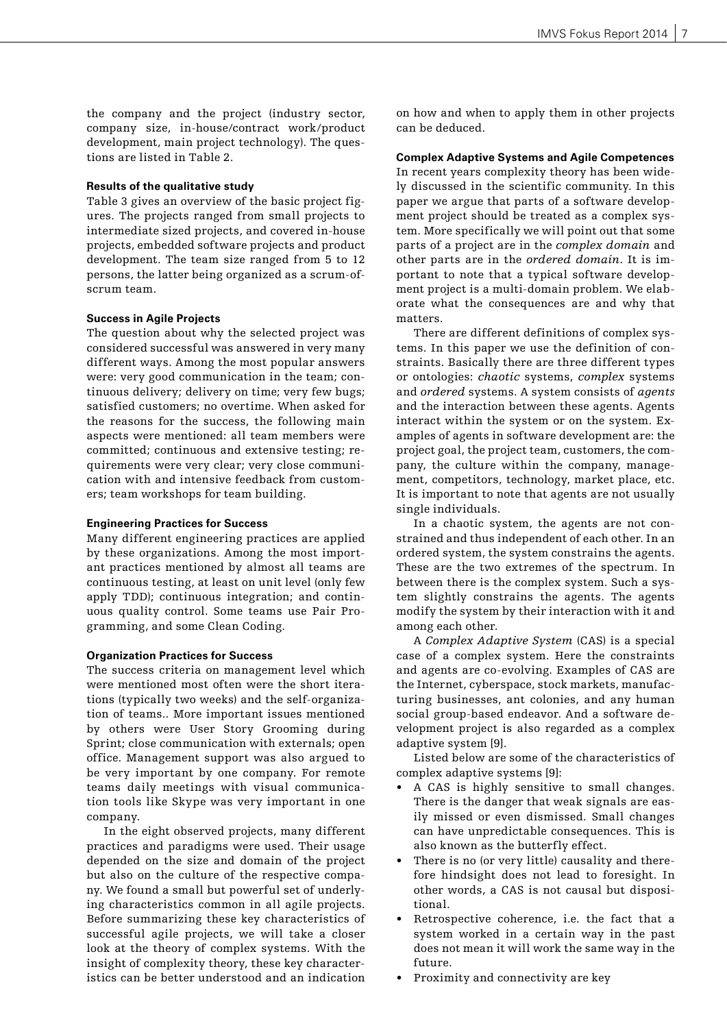the company and the project (industry sector, company size, in-house/contract work/product development, main project technology). The questions are listed in Table 2.

### Results of the qualitative study

Table 3 gives an overview of the basic project figures. The projects ranged from small projects to intermediate sized projects, and covered in-house projects, embedded software projects and product development. The team size ranged from 5 to 12 persons, the latter being organized as a scrum-of-scrum team.

### Success in Agile Projects

The question about why the selected project was considered successful was answered in very many different ways. Among the most popular answers were: very good communication in the team; continuous delivery; delivery on time; very few bugs; satisfied customers; no overtime. When asked for the reasons for the success, the following main aspects were mentioned: all team members were committed; continuous and extensive testing; requirements were very clear; very close communication with and intensive feedback from customers; team workshops for team building.

### Engineering Practices for Success

Many different engineering practices are applied by these organizations. Among the most important practices mentioned by almost all teams are continuous testing, at least on unit level (only few apply TDD); continuous integration; and continuous quality control. Some teams use Pair Programming, and some Clean Coding.

### Organization Practices for Success

The success criteria on management level which were mentioned most often were the short iterations (typically two weeks) and the self-organization of teams.. More important issues mentioned by others were User Story Grooming during Sprint; close communication with externals; open office. Management support was also argued to be very important by one company. For remote teams daily meetings with visual communication tools like Skype was very important in one company.

In the eight observed projects, many different practices and paradigms were used. Their usage depended on the size and domain of the project but also on the culture of the respective company. We found a small but powerful set of underlying characteristics common in all agile projects. Before summarizing these key characteristics of successful agile projects, we will take a closer look at the theory of complex systems. With the insight of complexity theory, these key characteristics can be better understood and an indication on how and when to apply them in other projects can be deduced.

### Complex Adaptive Systems and Agile Competences

In recent years complexity theory has been widely discussed in the scientific community. In this paper we argue that parts of a software development project should be treated as a complex system. More specifically we will point out that some parts of a project are in the *complex domain* and other parts are in the *ordered domain*. It is important to note that a typical software development project is a multi-domain problem. We elaborate what the consequences are and why that matters.

There are different definitions of complex systems. In this paper we use the definition of constraints. Basically there are three different types or ontologies: *chaotic* systems, *complex* systems and *ordered* systems. A system consists of *agents* and the interaction between these agents. Agents interact within the system or on the system. Examples of agents in software development are: the project goal, the project team, customers, the company, the culture within the company, management, competitors, technology, market place, etc. It is important to note that agents are not usually single individuals.

In a chaotic system, the agents are not constrained and thus independent of each other. In an ordered system, the system constrains the agents. These are the two extremes of the spectrum. In between there is the complex system. Such a system slightly constrains the agents. The agents modify the system by their interaction with it and among each other.

A *Complex Adaptive System* (CAS) is a special case of a complex system. Here the constraints and agents are co-evolving. Examples of CAS are the Internet, cyberspace, stock markets, manufacturing businesses, ant colonies, and any human social group-based endeavor. And a software development project is also regarded as a complex adaptive system [9].

Listed below are some of the characteristics of complex adaptive systems [9]:

- A CAS is highly sensitive to small changes. There is the danger that weak signals are easily missed or even dismissed. Small changes can have unpredictable consequences. This is also known as the butterfly effect.
- There is no (or very little) causality and therefore hindsight does not lead to foresight. In other words, a CAS is not causal but dispositional.
- Retrospective coherence, i.e. the fact that a system worked in a certain way in the past does not mean it will work the same way in the future.
- Proximity and connectivity are key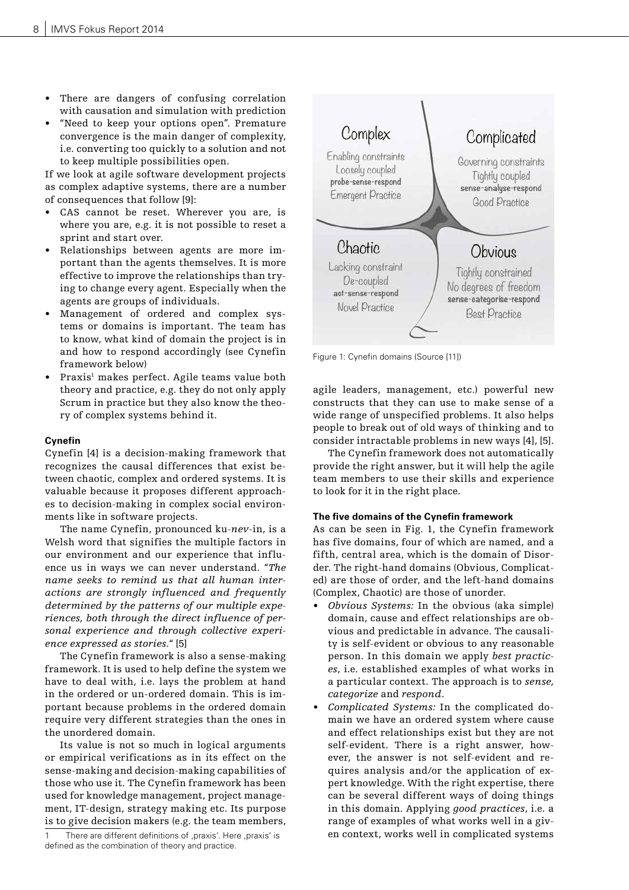- There are dangers of confusing correlation with causation and simulation with prediction
- "Need to keep your options open". Premature convergence is the main danger of complexity, i.e. converting too quickly to a solution and not to keep multiple possibilities open.

If we look at agile software development projects as complex adaptive systems, there are a number of consequences that follow [9]:

- CAS cannot be reset. Wherever you are, is where you are, e.g. it is not possible to reset a sprint and start over.
- Relationships between agents are more important than the agents themselves. It is more effective to improve the relationships than trying to change every agent. Especially when the agents are groups of individuals.
- Management of ordered and complex systems or domains is important. The team has to know, what kind of domain the project is in and how to respond accordingly (see Cynefin framework below)
- Praxis[1] makes perfect. Agile teams value both theory and practice, e.g. they do not only apply Scrum in practice but they also know the theory of complex systems behind it.

#### Cynefin

Cynefin [4] is a decision-making framework that recognizes the causal differences that exist between chaotic, complex and ordered systems. It is valuable because it proposes different approaches to decision-making in complex social environments like in software projects.

The name Cynefin, pronounced ku-*nev*-in, is a Welsh word that signifies the multiple factors in our environment and our experience that influence us in ways we can never understand. "*The name seeks to remind us that all human interactions are strongly influenced and frequently determined by the patterns of our multiple experiences, both through the direct influence of personal experience and through collective experience expressed as stories.*" [5]

The Cynefin framework is also a sense-making framework. It is used to help define the system we have to deal with, i.e. lays the problem at hand in the ordered or un-ordered domain. This is important because problems in the ordered domain require very different strategies than the ones in the unordered domain.

Its value is not so much in logical arguments or empirical verifications as in its effect on the sense-making and decision-making capabilities of those who use it. The Cynefin framework has been used for knowledge management, project management, IT-design, strategy making etc. Its purpose is to give decision makers (e.g. the team members, agile leaders, management, etc.) powerful new constructs that they can use to make sense of a wide range of unspecified problems. It also helps people to break out of old ways of thinking and to consider intractable problems in new ways [4], [5].

[1] There are different definitions of ‚praxis'. Here ‚praxis' is defined as the combination of theory and practice.

| Complex | Complicated |
|---|---|
| Enabling constraints<br>Loosely coupled<br>probe-sense-respond<br>Emergent Practice | Governing constraints<br>Tightly coupled<br>sense-analyse-respond<br>Good Practice |
| **Chaotic** | **Obvious** |
| Lacking constraint<br>De-coupled<br>act-sense-respond<br>Novel Practice | Tightly constrained<br>No degrees of freedom<br>sense-categorise-respond<br>Best Practice |

Figure 1: Cynefin domains (Source [11])

The Cynefin framework does not automatically provide the right answer, but it will help the agile team members to use their skills and experience to look for it in the right place.

#### The five domains of the Cynefin framework

As can be seen in Fig. 1, the Cynefin framework has five domains, four of which are named, and a fifth, central area, which is the domain of Disorder. The right-hand domains (Obvious, Complicated) are those of order, and the left-hand domains (Complex, Chaotic) are those of unorder.

- *Obvious Systems:* In the obvious (aka simple) domain, cause and effect relationships are obvious and predictable in advance. The causality is self-evident or obvious to any reasonable person. In this domain we apply *best practices*, i.e. established examples of what works in a particular context. The approach is to *sense, categorize* and *respond*.
- *Complicated Systems:* In the complicated domain we have an ordered system where cause and effect relationships exist but they are not self-evident. There is a right answer, however, the answer is not self-evident and requires analysis and/or the application of expert knowledge. With the right expertise, there can be several different ways of doing things in this domain. Applying *good practices*, i.e. a range of examples of what works well in a given context, works well in complicated systems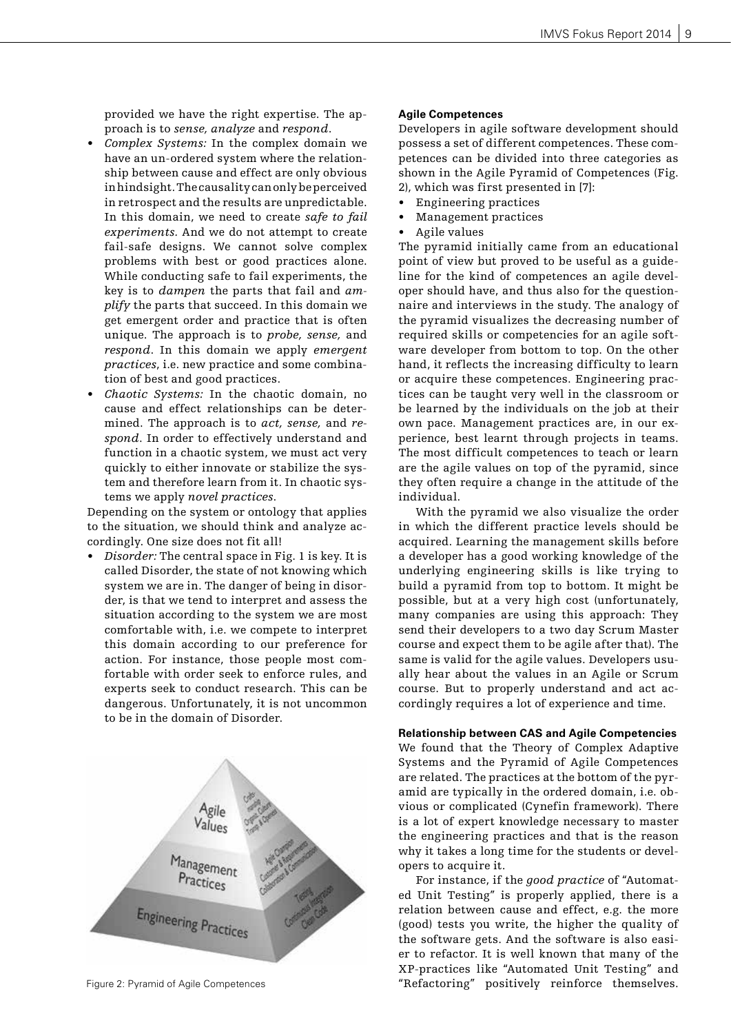provided we have the right expertise. The approach is to *sense, analyze* and *respond*.

- *Complex Systems:* In the complex domain we have an un-ordered system where the relationship between cause and effect are only obvious in hindsight. The causality can only be perceived in retrospect and the results are unpredictable. In this domain, we need to create *safe to fail experiments.* And we do not attempt to create fail-safe designs. We cannot solve complex problems with best or good practices alone. While conducting safe to fail experiments, the key is to *dampen* the parts that fail and *amplify* the parts that succeed. In this domain we get emergent order and practice that is often unique. The approach is to *probe, sense,* and *respond*. In this domain we apply *emergent practices*, i.e. new practice and some combination of best and good practices.
- *Chaotic Systems:* In the chaotic domain, no cause and effect relationships can be determined. The approach is to *act, sense,* and *respond*. In order to effectively understand and function in a chaotic system, we must act very quickly to either innovate or stabilize the system and therefore learn from it. In chaotic systems we apply *novel practices*.

Depending on the system or ontology that applies to the situation, we should think and analyze accordingly. One size does not fit all!

- *Disorder:* The central space in Fig. 1 is key. It is called Disorder, the state of not knowing which system we are in. The danger of being in disorder, is that we tend to interpret and assess the situation according to the system we are most comfortable with, i.e. we compete to interpret this domain according to our preference for action. For instance, those people most comfortable with order seek to enforce rules, and experts seek to conduct research. This can be dangerous. Unfortunately, it is not uncommon to be in the domain of Disorder.

Figure 2: Pyramid of Agile Competences

**Agile Competences**

Developers in agile software development should possess a set of different competences. These competences can be divided into three categories as shown in the Agile Pyramid of Competences (Fig. 2), which was first presented in [7]:

- Engineering practices
- Management practices
- Agile values

The pyramid initially came from an educational point of view but proved to be useful as a guideline for the kind of competences an agile developer should have, and thus also for the questionnaire and interviews in the study. The analogy of the pyramid visualizes the decreasing number of required skills or competencies for an agile software developer from bottom to top. On the other hand, it reflects the increasing difficulty to learn or acquire these competences. Engineering practices can be taught very well in the classroom or be learned by the individuals on the job at their own pace. Management practices are, in our experience, best learnt through projects in teams. The most difficult competences to teach or learn are the agile values on top of the pyramid, since they often require a change in the attitude of the individual.

With the pyramid we also visualize the order in which the different practice levels should be acquired. Learning the management skills before a developer has a good working knowledge of the underlying engineering skills is like trying to build a pyramid from top to bottom. It might be possible, but at a very high cost (unfortunately, many companies are using this approach: They send their developers to a two day Scrum Master course and expect them to be agile after that). The same is valid for the agile values. Developers usually hear about the values in an Agile or Scrum course. But to properly understand and act accordingly requires a lot of experience and time.

**Relationship between CAS and Agile Competencies**

We found that the Theory of Complex Adaptive Systems and the Pyramid of Agile Competences are related. The practices at the bottom of the pyramid are typically in the ordered domain, i.e. obvious or complicated (Cynefin framework). There is a lot of expert knowledge necessary to master the engineering practices and that is the reason why it takes a long time for the students or developers to acquire it.

For instance, if the *good practice* of "Automated Unit Testing" is properly applied, there is a relation between cause and effect, e.g. the more (good) tests you write, the higher the quality of the software gets. And the software is also easier to refactor. It is well known that many of the XP-practices like "Automated Unit Testing" and "Refactoring" positively reinforce themselves.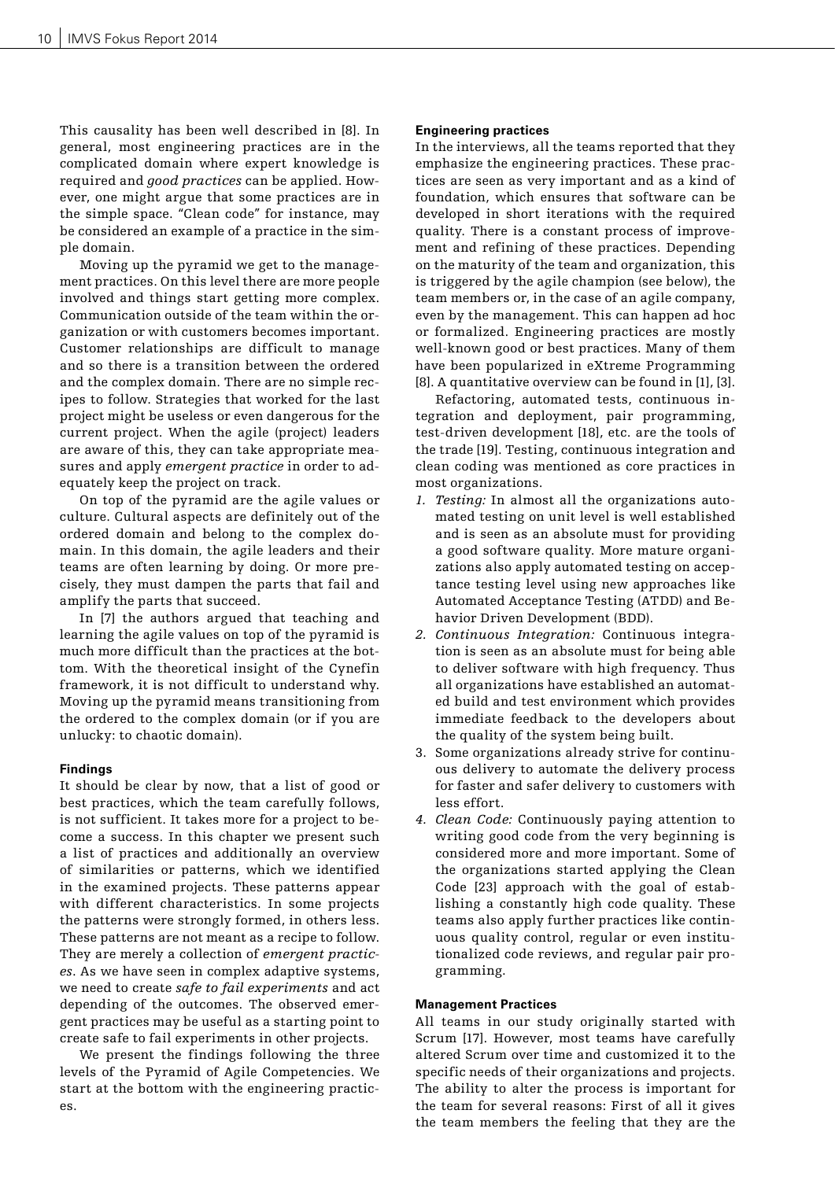This causality has been well described in [8]. In general, most engineering practices are in the complicated domain where expert knowledge is required and *good practices* can be applied. However, one might argue that some practices are in the simple space. "Clean code" for instance, may be considered an example of a practice in the simple domain.

Moving up the pyramid we get to the management practices. On this level there are more people involved and things start getting more complex. Communication outside of the team within the organization or with customers becomes important. Customer relationships are difficult to manage and so there is a transition between the ordered and the complex domain. There are no simple recipes to follow. Strategies that worked for the last project might be useless or even dangerous for the current project. When the agile (project) leaders are aware of this, they can take appropriate measures and apply *emergent practice* in order to adequately keep the project on track.

On top of the pyramid are the agile values or culture. Cultural aspects are definitely out of the ordered domain and belong to the complex domain. In this domain, the agile leaders and their teams are often learning by doing. Or more precisely, they must dampen the parts that fail and amplify the parts that succeed.

In [7] the authors argued that teaching and learning the agile values on top of the pyramid is much more difficult than the practices at the bottom. With the theoretical insight of the Cynefin framework, it is not difficult to understand why. Moving up the pyramid means transitioning from the ordered to the complex domain (or if you are unlucky: to chaotic domain).

#### Findings

It should be clear by now, that a list of good or best practices, which the team carefully follows, is not sufficient. It takes more for a project to become a success. In this chapter we present such a list of practices and additionally an overview of similarities or patterns, which we identified in the examined projects. These patterns appear with different characteristics. In some projects the patterns were strongly formed, in others less. These patterns are not meant as a recipe to follow. They are merely a collection of *emergent practices*. As we have seen in complex adaptive systems, we need to create *safe to fail experiments* and act depending of the outcomes. The observed emergent practices may be useful as a starting point to create safe to fail experiments in other projects.

We present the findings following the three levels of the Pyramid of Agile Competencies. We start at the bottom with the engineering practices.

#### Engineering practices

In the interviews, all the teams reported that they emphasize the engineering practices. These practices are seen as very important and as a kind of foundation, which ensures that software can be developed in short iterations with the required quality. There is a constant process of improvement and refining of these practices. Depending on the maturity of the team and organization, this is triggered by the agile champion (see below), the team members or, in the case of an agile company, even by the management. This can happen ad hoc or formalized. Engineering practices are mostly well-known good or best practices. Many of them have been popularized in eXtreme Programming [8]. A quantitative overview can be found in [1], [3].

Refactoring, automated tests, continuous integration and deployment, pair programming, test-driven development [18], etc. are the tools of the trade [19]. Testing, continuous integration and clean coding was mentioned as core practices in most organizations.

1. *Testing:* In almost all the organizations automated testing on unit level is well established and is seen as an absolute must for providing a good software quality. More mature organizations also apply automated testing on acceptance testing level using new approaches like Automated Acceptance Testing (ATDD) and Behavior Driven Development (BDD).
2. *Continuous Integration:* Continuous integration is seen as an absolute must for being able to deliver software with high frequency. Thus all organizations have established an automated build and test environment which provides immediate feedback to the developers about the quality of the system being built.
3. Some organizations already strive for continuous delivery to automate the delivery process for faster and safer delivery to customers with less effort.
4. *Clean Code:* Continuously paying attention to writing good code from the very beginning is considered more and more important. Some of the organizations started applying the Clean Code [23] approach with the goal of establishing a constantly high code quality. These teams also apply further practices like continuous quality control, regular or even institutionalized code reviews, and regular pair programming.

#### Management Practices

All teams in our study originally started with Scrum [17]. However, most teams have carefully altered Scrum over time and customized it to the specific needs of their organizations and projects. The ability to alter the process is important for the team for several reasons: First of all it gives the team members the feeling that they are the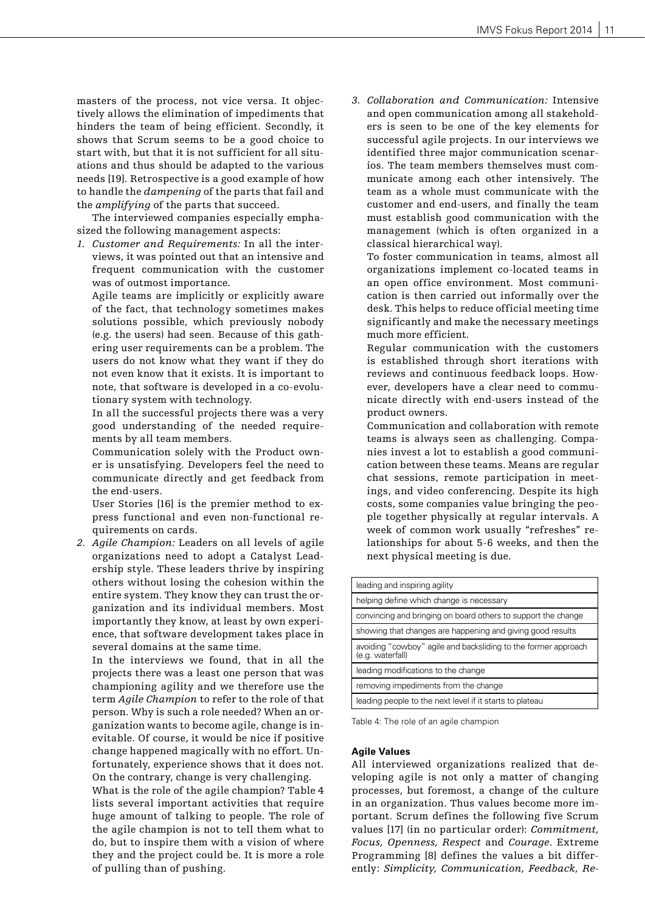masters of the process, not vice versa. It objectively allows the elimination of impediments that hinders the team of being efficient. Secondly, it shows that Scrum seems to be a good choice to start with, but that it is not sufficient for all situations and thus should be adapted to the various needs [19]. Retrospective is a good example of how to handle the *dampening* of the parts that fail and the *amplifying* of the parts that succeed.

The interviewed companies especially emphasized the following management aspects:

1. *Customer and Requirements:* In all the interviews, it was pointed out that an intensive and frequent communication with the customer was of outmost importance.

   Agile teams are implicitly or explicitly aware of the fact, that technology sometimes makes solutions possible, which previously nobody (e.g. the users) had seen. Because of this gathering user requirements can be a problem. The users do not know what they want if they do not even know that it exists. It is important to note, that software is developed in a co-evolutionary system with technology.

   In all the successful projects there was a very good understanding of the needed requirements by all team members.

   Communication solely with the Product owner is unsatisfying. Developers feel the need to communicate directly and get feedback from the end-users.

   User Stories [16] is the premier method to express functional and even non-functional requirements on cards.

2. *Agile Champion:* Leaders on all levels of agile organizations need to adopt a Catalyst Leadership style. These leaders thrive by inspiring others without losing the cohesion within the entire system. They know they can trust the organization and its individual members. Most importantly they know, at least by own experience, that software development takes place in several domains at the same time.

   In the interviews we found, that in all the projects there was a least one person that was championing agility and we therefore use the term *Agile Champion* to refer to the role of that person. Why is such a role needed? When an organization wants to become agile, change is inevitable. Of course, it would be nice if positive change happened magically with no effort. Unfortunately, experience shows that it does not. On the contrary, change is very challenging.

   What is the role of the agile champion? Table 4 lists several important activities that require huge amount of talking to people. The role of the agile champion is not to tell them what to do, but to inspire them with a vision of where they and the project could be. It is more a role of pulling than of pushing.

3. *Collaboration and Communication:* Intensive and open communication among all stakeholders is seen to be one of the key elements for successful agile projects. In our interviews we identified three major communication scenarios. The team members themselves must communicate among each other intensively. The team as a whole must communicate with the customer and end-users, and finally the team must establish good communication with the management (which is often organized in a classical hierarchical way).

   To foster communication in teams, almost all organizations implement co-located teams in an open office environment. Most communication is then carried out informally over the desk. This helps to reduce official meeting time significantly and make the necessary meetings much more efficient.

   Regular communication with the customers is established through short iterations with reviews and continuous feedback loops. However, developers have a clear need to communicate directly with end-users instead of the product owners.

   Communication and collaboration with remote teams is always seen as challenging. Companies invest a lot to establish a good communication between these teams. Means are regular chat sessions, remote participation in meetings, and video conferencing. Despite its high costs, some companies value bringing the people together physically at regular intervals. A week of common work usually "refreshes" relationships for about 5-6 weeks, and then the next physical meeting is due.

| |
|---|
| leading and inspiring agility |
| helping define which change is necessary |
| convincing and bringing on board others to support the change |
| showing that changes are happening and giving good results |
| avoiding "cowboy" agile and backsliding to the former approach (e.g. waterfall) |
| leading modifications to the change |
| removing impediments from the change |
| leading people to the next level if it starts to plateau |

Table 4: The role of an agile champion

#### Agile Values

All interviewed organizations realized that developing agile is not only a matter of changing processes, but foremost, a change of the culture in an organization. Thus values become more important. Scrum defines the following five Scrum values [17] (in no particular order): *Commitment, Focus, Openness, Respect* and *Courage*. Extreme Programming [8] defines the values a bit differently: *Simplicity, Communication, Feedback, Re-*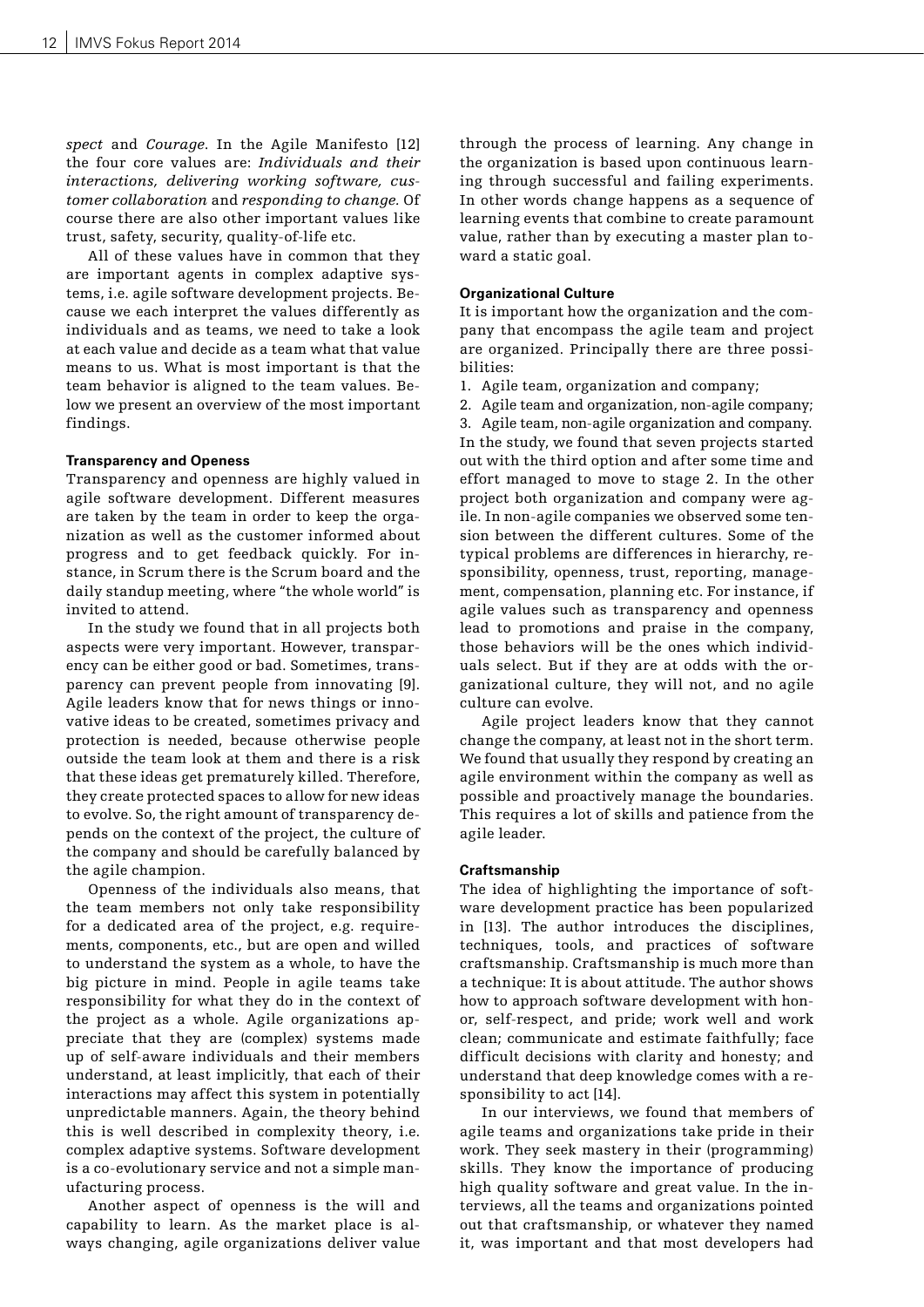*spect* and *Courage*. In the Agile Manifesto [12] the four core values are: *Individuals and their interactions, delivering working software, customer collaboration* and *responding to change.* Of course there are also other important values like trust, safety, security, quality-of-life etc.

All of these values have in common that they are important agents in complex adaptive systems, i.e. agile software development projects. Because we each interpret the values differently as individuals and as teams, we need to take a look at each value and decide as a team what that value means to us. What is most important is that the team behavior is aligned to the team values. Below we present an overview of the most important findings.

**Transparency and Openess**

Transparency and openness are highly valued in agile software development. Different measures are taken by the team in order to keep the organization as well as the customer informed about progress and to get feedback quickly. For instance, in Scrum there is the Scrum board and the daily standup meeting, where "the whole world" is invited to attend.

In the study we found that in all projects both aspects were very important. However, transparency can be either good or bad. Sometimes, transparency can prevent people from innovating [9]. Agile leaders know that for news things or innovative ideas to be created, sometimes privacy and protection is needed, because otherwise people outside the team look at them and there is a risk that these ideas get prematurely killed. Therefore, they create protected spaces to allow for new ideas to evolve. So, the right amount of transparency depends on the context of the project, the culture of the company and should be carefully balanced by the agile champion.

Openness of the individuals also means, that the team members not only take responsibility for a dedicated area of the project, e.g. requirements, components, etc., but are open and willed to understand the system as a whole, to have the big picture in mind. People in agile teams take responsibility for what they do in the context of the project as a whole. Agile organizations appreciate that they are (complex) systems made up of self-aware individuals and their members understand, at least implicitly, that each of their interactions may affect this system in potentially unpredictable manners. Again, the theory behind this is well described in complexity theory, i.e. complex adaptive systems. Software development is a co-evolutionary service and not a simple manufacturing process.

Another aspect of openness is the will and capability to learn. As the market place is always changing, agile organizations deliver value through the process of learning. Any change in the organization is based upon continuous learning through successful and failing experiments. In other words change happens as a sequence of learning events that combine to create paramount value, rather than by executing a master plan toward a static goal.

**Organizational Culture**

It is important how the organization and the company that encompass the agile team and project are organized. Principally there are three possibilities:

1. Agile team, organization and company;
2. Agile team and organization, non-agile company;
3. Agile team, non-agile organization and company.

In the study, we found that seven projects started out with the third option and after some time and effort managed to move to stage 2. In the other project both organization and company were agile. In non-agile companies we observed some tension between the different cultures. Some of the typical problems are differences in hierarchy, responsibility, openness, trust, reporting, management, compensation, planning etc. For instance, if agile values such as transparency and openness lead to promotions and praise in the company, those behaviors will be the ones which individuals select. But if they are at odds with the organizational culture, they will not, and no agile culture can evolve.

Agile project leaders know that they cannot change the company, at least not in the short term. We found that usually they respond by creating an agile environment within the company as well as possible and proactively manage the boundaries. This requires a lot of skills and patience from the agile leader.

**Craftsmanship**

The idea of highlighting the importance of software development practice has been popularized in [13]. The author introduces the disciplines, techniques, tools, and practices of software craftsmanship. Craftsmanship is much more than a technique: It is about attitude. The author shows how to approach software development with honor, self-respect, and pride; work well and work clean; communicate and estimate faithfully; face difficult decisions with clarity and honesty; and understand that deep knowledge comes with a responsibility to act [14].

In our interviews, we found that members of agile teams and organizations take pride in their work. They seek mastery in their (programming) skills. They know the importance of producing high quality software and great value. In the interviews, all the teams and organizations pointed out that craftsmanship, or whatever they named it, was important and that most developers had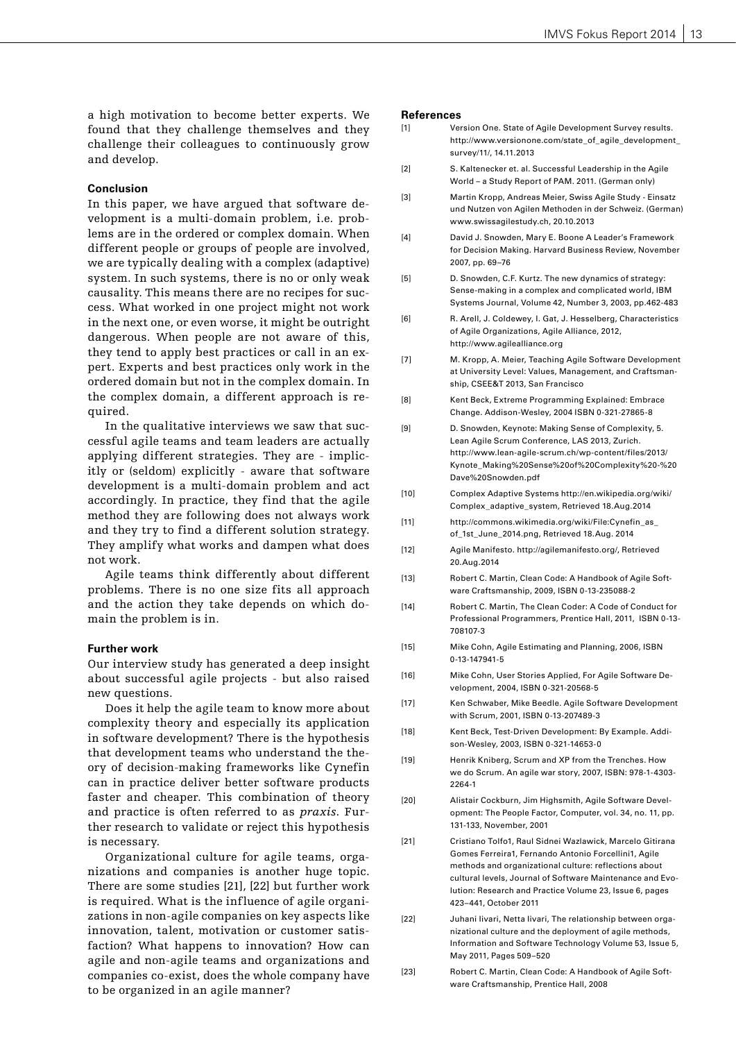a high motivation to become better experts. We found that they challenge themselves and they challenge their colleagues to continuously grow and develop.

### Conclusion

In this paper, we have argued that software development is a multi-domain problem, i.e. problems are in the ordered or complex domain. When different people or groups of people are involved, we are typically dealing with a complex (adaptive) system. In such systems, there is no or only weak causality. This means there are no recipes for success. What worked in one project might not work in the next one, or even worse, it might be outright dangerous. When people are not aware of this, they tend to apply best practices or call in an expert. Experts and best practices only work in the ordered domain but not in the complex domain. In the complex domain, a different approach is required.

In the qualitative interviews we saw that successful agile teams and team leaders are actually applying different strategies. They are - implicitly or (seldom) explicitly - aware that software development is a multi-domain problem and act accordingly. In practice, they find that the agile method they are following does not always work and they try to find a different solution strategy. They amplify what works and dampen what does not work.

Agile teams think differently about different problems. There is no one size fits all approach and the action they take depends on which domain the problem is in.

### Further work

Our interview study has generated a deep insight about successful agile projects - but also raised new questions.

Does it help the agile team to know more about complexity theory and especially its application in software development? There is the hypothesis that development teams who understand the theory of decision-making frameworks like Cynefin can in practice deliver better software products faster and cheaper. This combination of theory and practice is often referred to as *praxis*. Further research to validate or reject this hypothesis is necessary.

Organizational culture for agile teams, organizations and companies is another huge topic. There are some studies [21], [22] but further work is required. What is the influence of agile organizations in non-agile companies on key aspects like innovation, talent, motivation or customer satisfaction? What happens to innovation? How can agile and non-agile teams and organizations and companies co-exist, does the whole company have to be organized in an agile manner?

### References

[1] Version One. State of Agile Development Survey results. http://www.versionone.com/state_of_agile_development_survey/11/, 14.11.2013

[2] S. Kaltenecker et. al. Successful Leadership in the Agile World – a Study Report of PAM. 2011. (German only)

[3] Martin Kropp, Andreas Meier, Swiss Agile Study - Einsatz und Nutzen von Agilen Methoden in der Schweiz. (German) www.swissagilestudy.ch, 20.10.2013

[4] David J. Snowden, Mary E. Boone A Leader's Framework for Decision Making. Harvard Business Review, November 2007, pp. 69–76

[5] D. Snowden, C.F. Kurtz. The new dynamics of strategy: Sense-making in a complex and complicated world, IBM Systems Journal, Volume 42, Number 3, 2003, pp.462-483

[6] R. Arell, J. Coldewey, I. Gat, J. Hesselberg, Characteristics of Agile Organizations, Agile Alliance, 2012, http://www.agilealliance.org

[7] M. Kropp, A. Meier, Teaching Agile Software Development at University Level: Values, Management, and Craftsmanship, CSEE&T 2013, San Francisco

[8] Kent Beck, Extreme Programming Explained: Embrace Change. Addison-Wesley, 2004 ISBN 0-321-27865-8

[9] D. Snowden, Keynote: Making Sense of Complexity, 5. Lean Agile Scrum Conference, LAS 2013, Zurich. http://www.lean-agile-scrum.ch/wp-content/files/2013/Kynote_Making%20Sense%20of%20Complexity%20-%20Dave%20Snowden.pdf

[10] Complex Adaptive Systems http://en.wikipedia.org/wiki/Complex_adaptive_system, Retrieved 18.Aug.2014

[11] http://commons.wikimedia.org/wiki/File:Cynefin_as_of_1st_June_2014.png, Retrieved 18.Aug. 2014

[12] Agile Manifesto. http://agilemanifesto.org/, Retrieved 20.Aug.2014

[13] Robert C. Martin, Clean Code: A Handbook of Agile Software Craftsmanship, 2009, ISBN 0-13-235088-2

[14] Robert C. Martin, The Clean Coder: A Code of Conduct for Professional Programmers, Prentice Hall, 2011, ISBN 0-13-708107-3

[15] Mike Cohn, Agile Estimating and Planning, 2006, ISBN 0-13-147941-5

[16] Mike Cohn, User Stories Applied, For Agile Software Development, 2004, ISBN 0-321-20568-5

[17] Ken Schwaber, Mike Beedle. Agile Software Development with Scrum, 2001, ISBN 0-13-207489-3

[18] Kent Beck, Test-Driven Development: By Example. Addison-Wesley, 2003, ISBN 0-321-14653-0

[19] Henrik Kniberg, Scrum and XP from the Trenches. How we do Scrum. An agile war story, 2007, ISBN: 978-1-4303-2264-1

[20] Alistair Cockburn, Jim Highsmith, Agile Software Development: The People Factor, Computer, vol. 34, no. 11, pp. 131-133, November, 2001

[21] Cristiano Tolfo1, Raul Sidnei Wazlawick, Marcelo Gitirana Gomes Ferreira1, Fernando Antonio Forcellini1, Agile methods and organizational culture: reflections about cultural levels, Journal of Software Maintenance and Evolution: Research and Practice Volume 23, Issue 6, pages 423–441, October 2011

[22] Juhani Iivari, Netta Iivari, The relationship between organizational culture and the deployment of agile methods, Information and Software Technology Volume 53, Issue 5, May 2011, Pages 509–520

[23] Robert C. Martin, Clean Code: A Handbook of Agile Software Craftsmanship, Prentice Hall, 2008